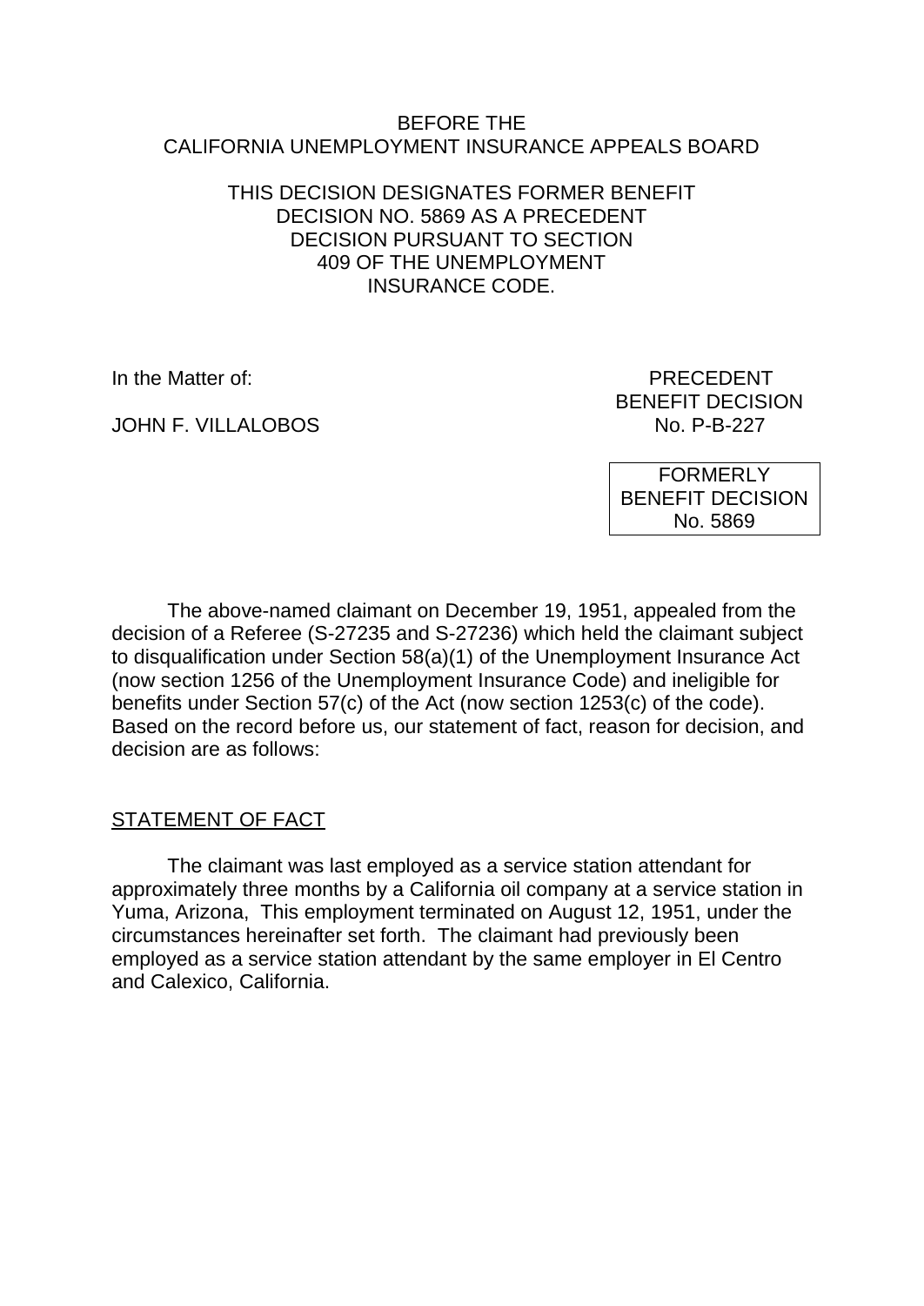BEFORE THE
CALIFORNIA UNEMPLOYMENT INSURANCE APPEALS BOARD

THIS DECISION DESIGNATES FORMER BENEFIT DECISION NO. 5869 AS A PRECEDENT DECISION PURSUANT TO SECTION 409 OF THE UNEMPLOYMENT INSURANCE CODE.

In the Matter of:

JOHN F. VILLALOBOS

PRECEDENT
BENEFIT DECISION
No. P-B-227

FORMERLY
BENEFIT DECISION
No. 5869

The above-named claimant on December 19, 1951, appealed from the decision of a Referee (S-27235 and S-27236) which held the claimant subject to disqualification under Section 58(a)(1) of the Unemployment Insurance Act (now section 1256 of the Unemployment Insurance Code) and ineligible for benefits under Section 57(c) of the Act (now section 1253(c) of the code). Based on the record before us, our statement of fact, reason for decision, and decision are as follows:

## STATEMENT OF FACT

The claimant was last employed as a service station attendant for approximately three months by a California oil company at a service station in Yuma, Arizona, This employment terminated on August 12, 1951, under the circumstances hereinafter set forth. The claimant had previously been employed as a service station attendant by the same employer in El Centro and Calexico, California.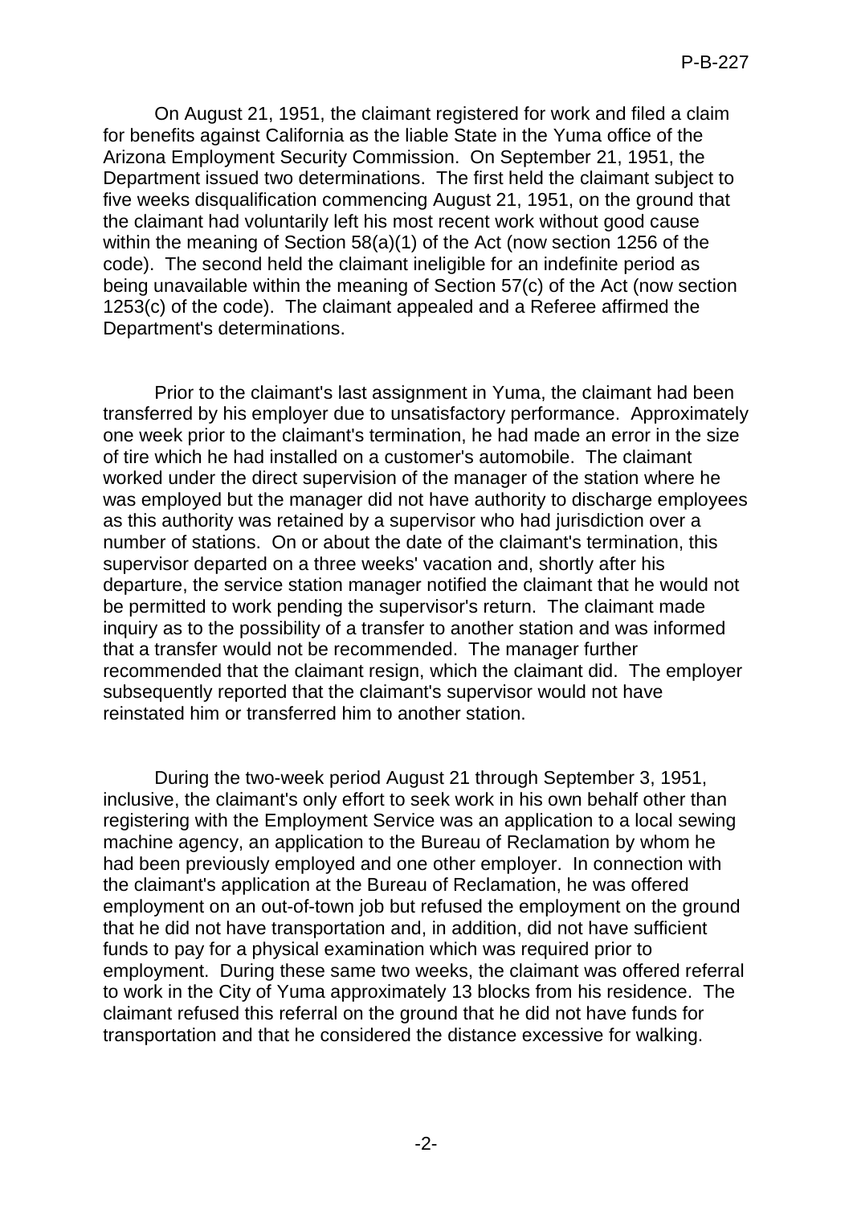On August 21, 1951, the claimant registered for work and filed a claim for benefits against California as the liable State in the Yuma office of the Arizona Employment Security Commission. On September 21, 1951, the Department issued two determinations. The first held the claimant subject to five weeks disqualification commencing August 21, 1951, on the ground that the claimant had voluntarily left his most recent work without good cause within the meaning of Section 58(a)(1) of the Act (now section 1256 of the code). The second held the claimant ineligible for an indefinite period as being unavailable within the meaning of Section 57(c) of the Act (now section 1253(c) of the code). The claimant appealed and a Referee affirmed the Department's determinations.

Prior to the claimant's last assignment in Yuma, the claimant had been transferred by his employer due to unsatisfactory performance. Approximately one week prior to the claimant's termination, he had made an error in the size of tire which he had installed on a customer's automobile. The claimant worked under the direct supervision of the manager of the station where he was employed but the manager did not have authority to discharge employees as this authority was retained by a supervisor who had jurisdiction over a number of stations. On or about the date of the claimant's termination, this supervisor departed on a three weeks' vacation and, shortly after his departure, the service station manager notified the claimant that he would not be permitted to work pending the supervisor's return. The claimant made inquiry as to the possibility of a transfer to another station and was informed that a transfer would not be recommended. The manager further recommended that the claimant resign, which the claimant did. The employer subsequently reported that the claimant's supervisor would not have reinstated him or transferred him to another station.

During the two-week period August 21 through September 3, 1951, inclusive, the claimant's only effort to seek work in his own behalf other than registering with the Employment Service was an application to a local sewing machine agency, an application to the Bureau of Reclamation by whom he had been previously employed and one other employer. In connection with the claimant's application at the Bureau of Reclamation, he was offered employment on an out-of-town job but refused the employment on the ground that he did not have transportation and, in addition, did not have sufficient funds to pay for a physical examination which was required prior to employment. During these same two weeks, the claimant was offered referral to work in the City of Yuma approximately 13 blocks from his residence. The claimant refused this referral on the ground that he did not have funds for transportation and that he considered the distance excessive for walking.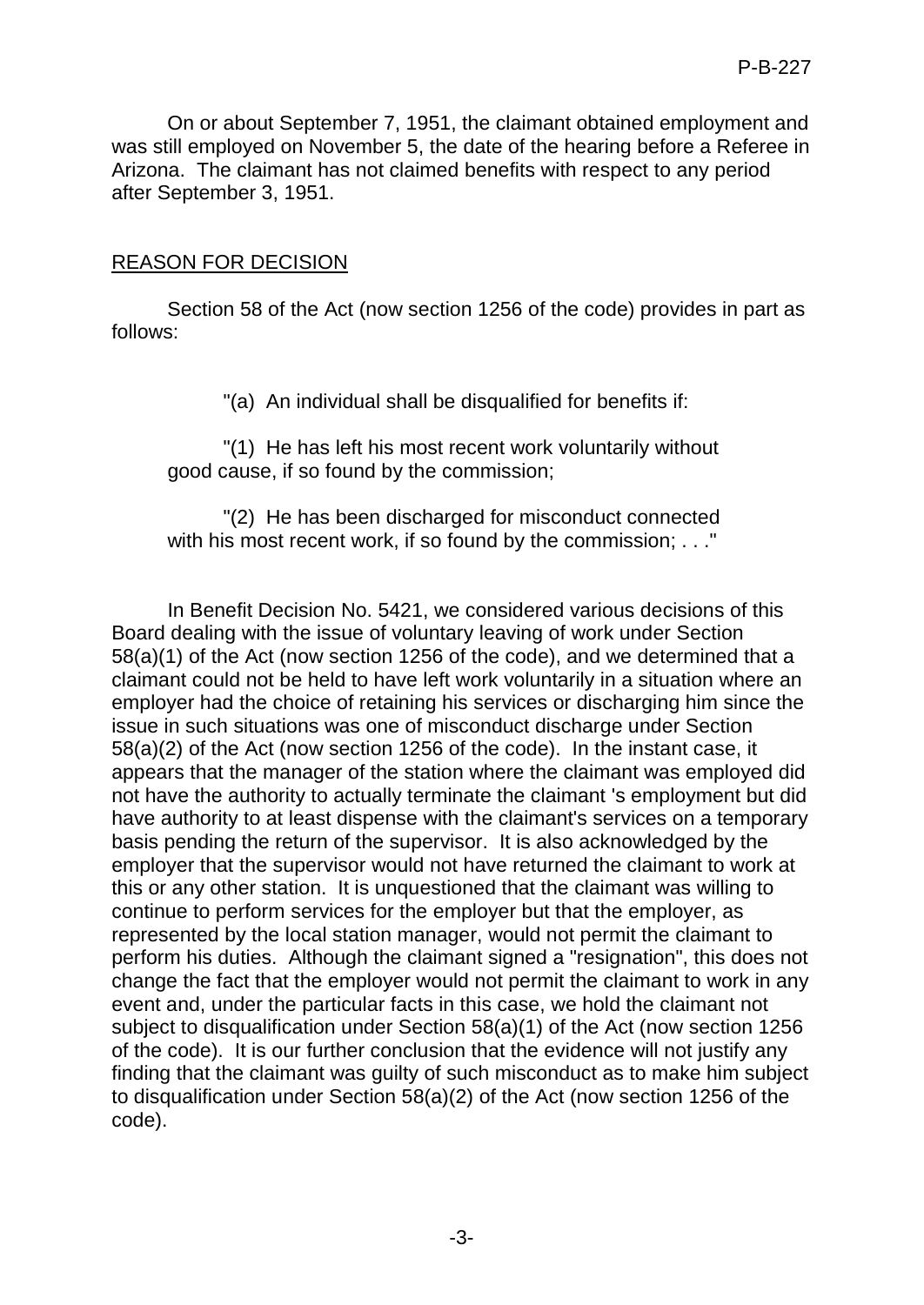On or about September 7, 1951, the claimant obtained employment and was still employed on November 5, the date of the hearing before a Referee in Arizona. The claimant has not claimed benefits with respect to any period after September 3, 1951.

## REASON FOR DECISION

Section 58 of the Act (now section 1256 of the code) provides in part as follows:

> "(a) An individual shall be disqualified for benefits if:
>
> "(1) He has left his most recent work voluntarily without good cause, if so found by the commission;
>
> "(2) He has been discharged for misconduct connected with his most recent work, if so found by the commission; . . ."

In Benefit Decision No. 5421, we considered various decisions of this Board dealing with the issue of voluntary leaving of work under Section 58(a)(1) of the Act (now section 1256 of the code), and we determined that a claimant could not be held to have left work voluntarily in a situation where an employer had the choice of retaining his services or discharging him since the issue in such situations was one of misconduct discharge under Section 58(a)(2) of the Act (now section 1256 of the code). In the instant case, it appears that the manager of the station where the claimant was employed did not have the authority to actually terminate the claimant 's employment but did have authority to at least dispense with the claimant's services on a temporary basis pending the return of the supervisor. It is also acknowledged by the employer that the supervisor would not have returned the claimant to work at this or any other station. It is unquestioned that the claimant was willing to continue to perform services for the employer but that the employer, as represented by the local station manager, would not permit the claimant to perform his duties. Although the claimant signed a "resignation", this does not change the fact that the employer would not permit the claimant to work in any event and, under the particular facts in this case, we hold the claimant not subject to disqualification under Section 58(a)(1) of the Act (now section 1256 of the code). It is our further conclusion that the evidence will not justify any finding that the claimant was guilty of such misconduct as to make him subject to disqualification under Section 58(a)(2) of the Act (now section 1256 of the code).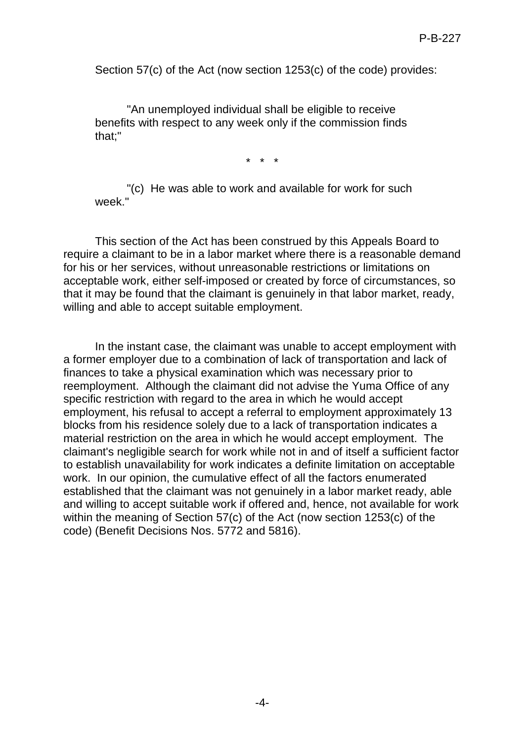Section 57(c) of the Act (now section 1253(c) of the code) provides:

> "An unemployed individual shall be eligible to receive benefits with respect to any week only if the commission finds that;"
>
> \* \* \*
>
> "(c) He was able to work and available for work for such week."

This section of the Act has been construed by this Appeals Board to require a claimant to be in a labor market where there is a reasonable demand for his or her services, without unreasonable restrictions or limitations on acceptable work, either self-imposed or created by force of circumstances, so that it may be found that the claimant is genuinely in that labor market, ready, willing and able to accept suitable employment.

In the instant case, the claimant was unable to accept employment with a former employer due to a combination of lack of transportation and lack of finances to take a physical examination which was necessary prior to reemployment. Although the claimant did not advise the Yuma Office of any specific restriction with regard to the area in which he would accept employment, his refusal to accept a referral to employment approximately 13 blocks from his residence solely due to a lack of transportation indicates a material restriction on the area in which he would accept employment. The claimant's negligible search for work while not in and of itself a sufficient factor to establish unavailability for work indicates a definite limitation on acceptable work. In our opinion, the cumulative effect of all the factors enumerated established that the claimant was not genuinely in a labor market ready, able and willing to accept suitable work if offered and, hence, not available for work within the meaning of Section 57(c) of the Act (now section 1253(c) of the code) (Benefit Decisions Nos. 5772 and 5816).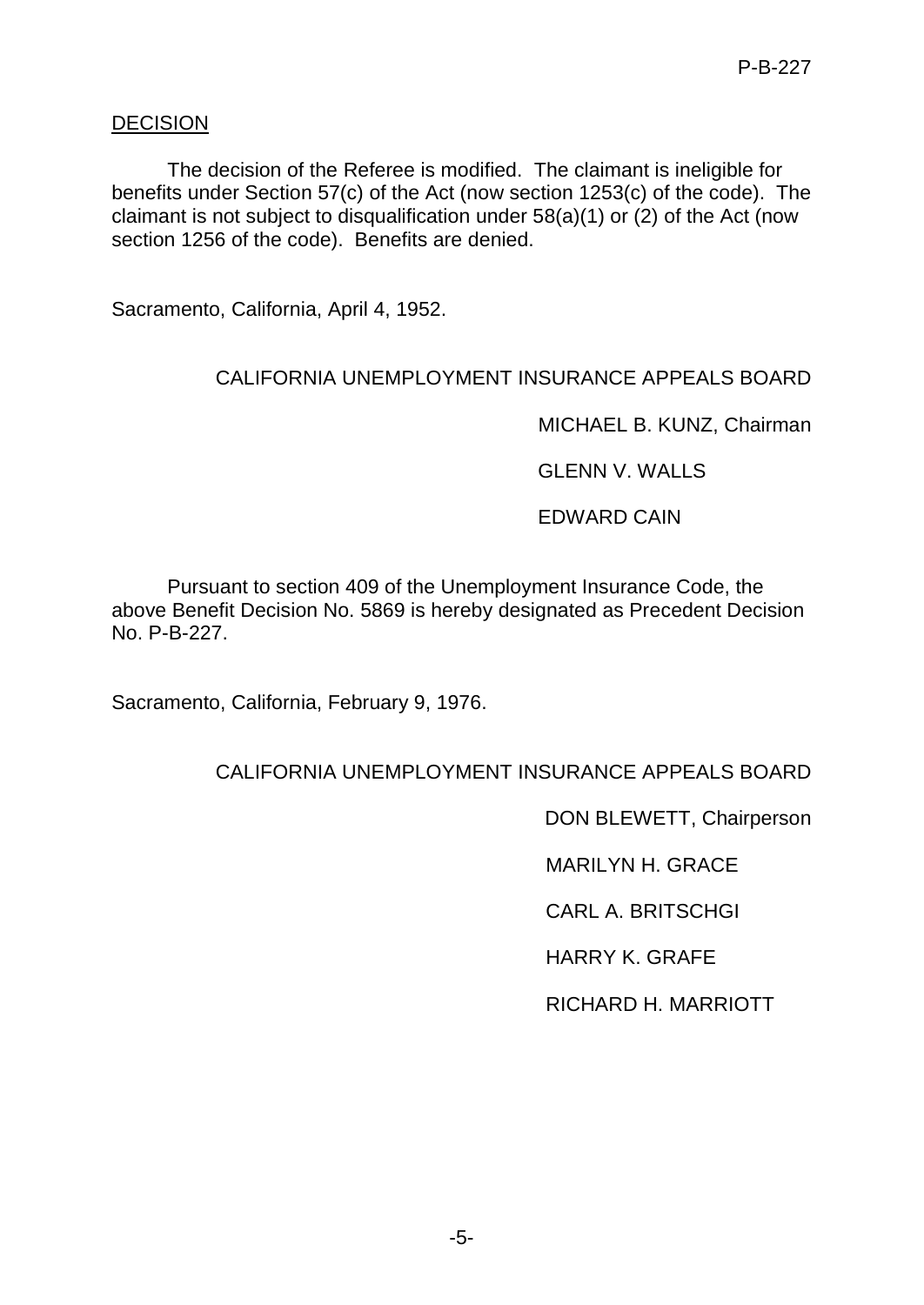DECISION

The decision of the Referee is modified. The claimant is ineligible for benefits under Section 57(c) of the Act (now section 1253(c) of the code). The claimant is not subject to disqualification under 58(a)(1) or (2) of the Act (now section 1256 of the code). Benefits are denied.

Sacramento, California, April 4, 1952.

CALIFORNIA UNEMPLOYMENT INSURANCE APPEALS BOARD

MICHAEL B. KUNZ, Chairman

GLENN V. WALLS

EDWARD CAIN

Pursuant to section 409 of the Unemployment Insurance Code, the above Benefit Decision No. 5869 is hereby designated as Precedent Decision No. P-B-227.

Sacramento, California, February 9, 1976.

CALIFORNIA UNEMPLOYMENT INSURANCE APPEALS BOARD

DON BLEWETT, Chairperson

MARILYN H. GRACE

CARL A. BRITSCHGI

HARRY K. GRAFE

RICHARD H. MARRIOTT